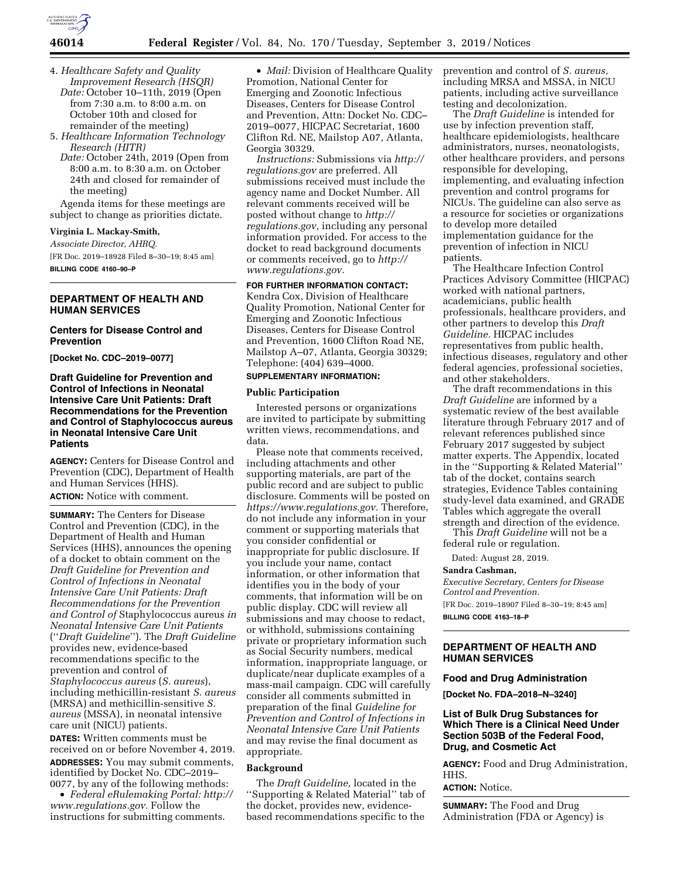4. *Healthcare Safety and Quality Improvement Research (HSQR)*
   *Date:* October 10–11th, 2019 (Open from 7:30 a.m. to 8:00 a.m. on October 10th and closed for remainder of the meeting)
5. *Healthcare Information Technology Research (HITR)*
   *Date:* October 24th, 2019 (Open from 8:00 a.m. to 8:30 a.m. on October 24th and closed for remainder of the meeting)

Agenda items for these meetings are subject to change as priorities dictate.

**Virginia L. Mackay-Smith,**

*Associate Director, AHRQ.*

[FR Doc. 2019–18928 Filed 8–30–19; 8:45 am]

**BILLING CODE 4160–90–P**

---

## DEPARTMENT OF HEALTH AND HUMAN SERVICES

### Centers for Disease Control and Prevention

**[Docket No. CDC–2019–0077]**

### Draft Guideline for Prevention and Control of Infections in Neonatal Intensive Care Unit Patients: Draft Recommendations for the Prevention and Control of Staphylococcus aureus in Neonatal Intensive Care Unit Patients

**AGENCY:** Centers for Disease Control and Prevention (CDC), Department of Health and Human Services (HHS).

**ACTION:** Notice with comment.

---

**SUMMARY:** The Centers for Disease Control and Prevention (CDC), in the Department of Health and Human Services (HHS), announces the opening of a docket to obtain comment on the *Draft Guideline for Prevention and Control of Infections in Neonatal Intensive Care Unit Patients: Draft Recommendations for the Prevention and Control of* Staphylococcus aureus *in Neonatal Intensive Care Unit Patients* (''*Draft Guideline*''). The *Draft Guideline* provides new, evidence-based recommendations specific to the prevention and control of *Staphylococcus aureus* (*S. aureus*), including methicillin-resistant *S. aureus* (MRSA) and methicillin-sensitive *S. aureus* (MSSA), in neonatal intensive care unit (NICU) patients.

**DATES:** Written comments must be received on or before November 4, 2019.

**ADDRESSES:** You may submit comments, identified by Docket No. CDC–2019–0077, by any of the following methods:

- *Federal eRulemaking Portal: http://www.regulations.gov.* Follow the instructions for submitting comments.
- *Mail:* Division of Healthcare Quality Promotion, National Center for Emerging and Zoonotic Infectious Diseases, Centers for Disease Control and Prevention, Attn: Docket No. CDC–2019–0077, HICPAC Secretariat, 1600 Clifton Rd. NE, Mailstop A07, Atlanta, Georgia 30329.

*Instructions:* Submissions via *http://regulations.gov* are preferred. All submissions received must include the agency name and Docket Number. All relevant comments received will be posted without change to *http://regulations.gov,* including any personal information provided. For access to the docket to read background documents or comments received, go to *http://www.regulations.gov.*

**FOR FURTHER INFORMATION CONTACT:** Kendra Cox, Division of Healthcare Quality Promotion, National Center for Emerging and Zoonotic Infectious Diseases, Centers for Disease Control and Prevention, 1600 Clifton Road NE, Mailstop A–07, Atlanta, Georgia 30329; Telephone: (404) 639–4000.

**SUPPLEMENTARY INFORMATION:**

#### Public Participation

Interested persons or organizations are invited to participate by submitting written views, recommendations, and data.

Please note that comments received, including attachments and other supporting materials, are part of the public record and are subject to public disclosure. Comments will be posted on *https://www.regulations.gov.* Therefore, do not include any information in your comment or supporting materials that you consider confidential or inappropriate for public disclosure. If you include your name, contact information, or other information that identifies you in the body of your comments, that information will be on public display. CDC will review all submissions and may choose to redact, or withhold, submissions containing private or proprietary information such as Social Security numbers, medical information, inappropriate language, or duplicate/near duplicate examples of a mass-mail campaign. CDC will carefully consider all comments submitted in preparation of the final *Guideline for Prevention and Control of Infections in Neonatal Intensive Care Unit Patients* and may revise the final document as appropriate.

#### Background

The *Draft Guideline,* located in the ''Supporting & Related Material'' tab of the docket, provides new, evidence-based recommendations specific to the prevention and control of *S. aureus,* including MRSA and MSSA, in NICU patients, including active surveillance testing and decolonization.

The *Draft Guideline* is intended for use by infection prevention staff, healthcare epidemiologists, healthcare administrators, nurses, neonatologists, other healthcare providers, and persons responsible for developing, implementing, and evaluating infection prevention and control programs for NICUs. The guideline can also serve as a resource for societies or organizations to develop more detailed implementation guidance for the prevention of infection in NICU patients.

The Healthcare Infection Control Practices Advisory Committee (HICPAC) worked with national partners, academicians, public health professionals, healthcare providers, and other partners to develop this *Draft Guideline.* HICPAC includes representatives from public health, infectious diseases, regulatory and other federal agencies, professional societies, and other stakeholders.

The draft recommendations in this *Draft Guideline* are informed by a systematic review of the best available literature through February 2017 and of relevant references published since February 2017 suggested by subject matter experts. The Appendix, located in the ''Supporting & Related Material'' tab of the docket, contains search strategies, Evidence Tables containing study-level data examined, and GRADE Tables which aggregate the overall strength and direction of the evidence.

This *Draft Guideline* will not be a federal rule or regulation.

Dated: August 28, 2019.

**Sandra Cashman,**

*Executive Secretary, Centers for Disease Control and Prevention.*

[FR Doc. 2019–18907 Filed 8–30–19; 8:45 am]

**BILLING CODE 4163–18–P**

---

## DEPARTMENT OF HEALTH AND HUMAN SERVICES

### Food and Drug Administration

**[Docket No. FDA–2018–N–3240]**

### List of Bulk Drug Substances for Which There is a Clinical Need Under Section 503B of the Federal Food, Drug, and Cosmetic Act

**AGENCY:** Food and Drug Administration, HHS.

**ACTION:** Notice.

---

**SUMMARY:** The Food and Drug Administration (FDA or Agency) is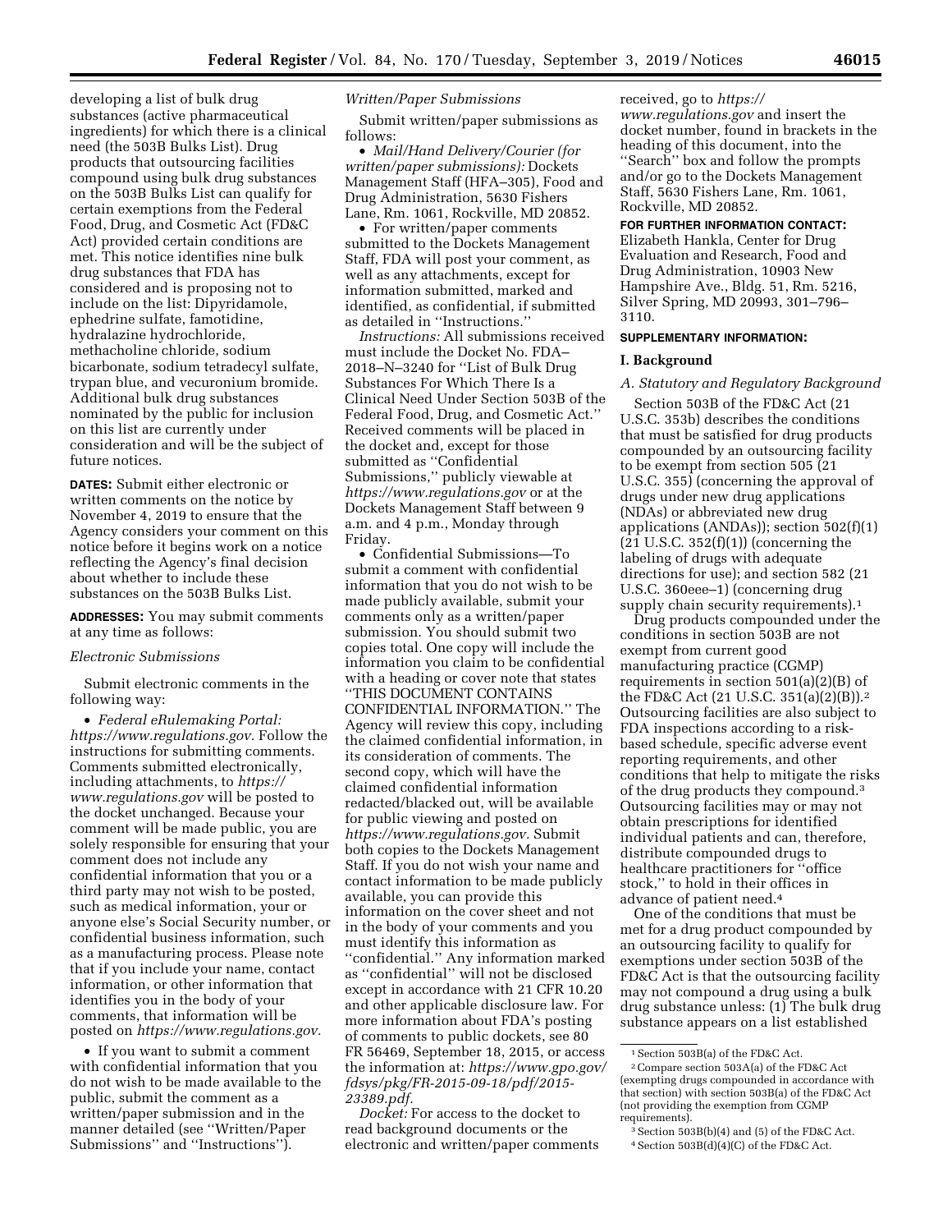developing a list of bulk drug substances (active pharmaceutical ingredients) for which there is a clinical need (the 503B Bulks List). Drug products that outsourcing facilities compound using bulk drug substances on the 503B Bulks List can qualify for certain exemptions from the Federal Food, Drug, and Cosmetic Act (FD&C Act) provided certain conditions are met. This notice identifies nine bulk drug substances that FDA has considered and is proposing not to include on the list: Dipyridamole, ephedrine sulfate, famotidine, hydralazine hydrochloride, methacholine chloride, sodium bicarbonate, sodium tetradecyl sulfate, trypan blue, and vecuronium bromide. Additional bulk drug substances nominated by the public for inclusion on this list are currently under consideration and will be the subject of future notices.

**DATES:** Submit either electronic or written comments on the notice by November 4, 2019 to ensure that the Agency considers your comment on this notice before it begins work on a notice reflecting the Agency's final decision about whether to include these substances on the 503B Bulks List.

**ADDRESSES:** You may submit comments at any time as follows:

*Electronic Submissions*

Submit electronic comments in the following way:

- *Federal eRulemaking Portal: https://www.regulations.gov.* Follow the instructions for submitting comments. Comments submitted electronically, including attachments, to *https://www.regulations.gov* will be posted to the docket unchanged. Because your comment will be made public, you are solely responsible for ensuring that your comment does not include any confidential information that you or a third party may not wish to be posted, such as medical information, your or anyone else's Social Security number, or confidential business information, such as a manufacturing process. Please note that if you include your name, contact information, or other information that identifies you in the body of your comments, that information will be posted on *https://www.regulations.gov.*
- If you want to submit a comment with confidential information that you do not wish to be made available to the public, submit the comment as a written/paper submission and in the manner detailed (see ''Written/Paper Submissions'' and ''Instructions'').

*Written/Paper Submissions*

Submit written/paper submissions as follows:

- *Mail/Hand Delivery/Courier (for written/paper submissions):* Dockets Management Staff (HFA–305), Food and Drug Administration, 5630 Fishers Lane, Rm. 1061, Rockville, MD 20852.
- For written/paper comments submitted to the Dockets Management Staff, FDA will post your comment, as well as any attachments, except for information submitted, marked and identified, as confidential, if submitted as detailed in ''Instructions.''

*Instructions:* All submissions received must include the Docket No. FDA–2018–N–3240 for ''List of Bulk Drug Substances For Which There Is a Clinical Need Under Section 503B of the Federal Food, Drug, and Cosmetic Act.'' Received comments will be placed in the docket and, except for those submitted as ''Confidential Submissions,'' publicly viewable at *https://www.regulations.gov* or at the Dockets Management Staff between 9 a.m. and 4 p.m., Monday through Friday.

- Confidential Submissions—To submit a comment with confidential information that you do not wish to be made publicly available, submit your comments only as a written/paper submission. You should submit two copies total. One copy will include the information you claim to be confidential with a heading or cover note that states ''THIS DOCUMENT CONTAINS CONFIDENTIAL INFORMATION.'' The Agency will review this copy, including the claimed confidential information, in its consideration of comments. The second copy, which will have the claimed confidential information redacted/blacked out, will be available for public viewing and posted on *https://www.regulations.gov.* Submit both copies to the Dockets Management Staff. If you do not wish your name and contact information to be made publicly available, you can provide this information on the cover sheet and not in the body of your comments and you must identify this information as ''confidential.'' Any information marked as ''confidential'' will not be disclosed except in accordance with 21 CFR 10.20 and other applicable disclosure law. For more information about FDA's posting of comments to public dockets, see 80 FR 56469, September 18, 2015, or access the information at: *https://www.gpo.gov/fdsys/pkg/FR-2015-09-18/pdf/2015-23389.pdf.*

*Docket:* For access to the docket to read background documents or the electronic and written/paper comments received, go to *https://www.regulations.gov* and insert the docket number, found in brackets in the heading of this document, into the ''Search'' box and follow the prompts and/or go to the Dockets Management Staff, 5630 Fishers Lane, Rm. 1061, Rockville, MD 20852.

**FOR FURTHER INFORMATION CONTACT:** Elizabeth Hankla, Center for Drug Evaluation and Research, Food and Drug Administration, 10903 New Hampshire Ave., Bldg. 51, Rm. 5216, Silver Spring, MD 20993, 301–796–3110.

**SUPPLEMENTARY INFORMATION:**

## I. Background

### A. Statutory and Regulatory Background

Section 503B of the FD&C Act (21 U.S.C. 353b) describes the conditions that must be satisfied for drug products compounded by an outsourcing facility to be exempt from section 505 (21 U.S.C. 355) (concerning the approval of drugs under new drug applications (NDAs) or abbreviated new drug applications (ANDAs)); section 502(f)(1) (21 U.S.C. 352(f)(1)) (concerning the labeling of drugs with adequate directions for use); and section 582 (21 U.S.C. 360eee–1) (concerning drug supply chain security requirements).[1]

Drug products compounded under the conditions in section 503B are not exempt from current good manufacturing practice (CGMP) requirements in section 501(a)(2)(B) of the FD&C Act (21 U.S.C. 351(a)(2)(B)).[2] Outsourcing facilities are also subject to FDA inspections according to a risk-based schedule, specific adverse event reporting requirements, and other conditions that help to mitigate the risks of the drug products they compound.[3] Outsourcing facilities may or may not obtain prescriptions for identified individual patients and can, therefore, distribute compounded drugs to healthcare practitioners for ''office stock,'' to hold in their offices in advance of patient need.[4]

One of the conditions that must be met for a drug product compounded by an outsourcing facility to qualify for exemptions under section 503B of the FD&C Act is that the outsourcing facility may not compound a drug using a bulk drug substance unless: (1) The bulk drug substance appears on a list established

---

[1] Section 503B(a) of the FD&C Act.

[2] Compare section 503A(a) of the FD&C Act (exempting drugs compounded in accordance with that section) with section 503B(a) of the FD&C Act (not providing the exemption from CGMP requirements).

[3] Section 503B(b)(4) and (5) of the FD&C Act.

[4] Section 503B(d)(4)(C) of the FD&C Act.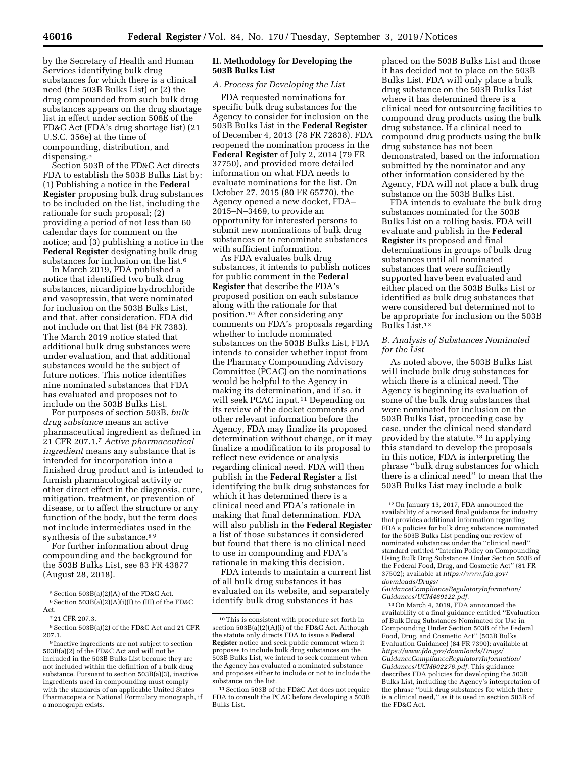by the Secretary of Health and Human Services identifying bulk drug substances for which there is a clinical need (the 503B Bulks List) or (2) the drug compounded from such bulk drug substances appears on the drug shortage list in effect under section 506E of the FD&C Act (FDA's drug shortage list) (21 U.S.C. 356e) at the time of compounding, distribution, and dispensing.[5]

Section 503B of the FD&C Act directs FDA to establish the 503B Bulks List by: (1) Publishing a notice in the **Federal Register** proposing bulk drug substances to be included on the list, including the rationale for such proposal; (2) providing a period of not less than 60 calendar days for comment on the notice; and (3) publishing a notice in the **Federal Register** designating bulk drug substances for inclusion on the list.[6]

In March 2019, FDA published a notice that identified two bulk drug substances, nicardipine hydrochloride and vasopressin, that were nominated for inclusion on the 503B Bulks List, and that, after consideration, FDA did not include on that list (84 FR 7383). The March 2019 notice stated that additional bulk drug substances were under evaluation, and that additional substances would be the subject of future notices. This notice identifies nine nominated substances that FDA has evaluated and proposes not to include on the 503B Bulks List.

For purposes of section 503B, *bulk drug substance* means an active pharmaceutical ingredient as defined in 21 CFR 207.1.[7] *Active pharmaceutical ingredient* means any substance that is intended for incorporation into a finished drug product and is intended to furnish pharmacological activity or other direct effect in the diagnosis, cure, mitigation, treatment, or prevention of disease, or to affect the structure or any function of the body, but the term does not include intermediates used in the synthesis of the substance.[8] [9]

For further information about drug compounding and the background for the 503B Bulks List, see 83 FR 43877 (August 28, 2018).

## II. Methodology for Developing the 503B Bulks List

### A. Process for Developing the List

FDA requested nominations for specific bulk drug substances for the Agency to consider for inclusion on the 503B Bulks List in the **Federal Register** of December 4, 2013 (78 FR 72838). FDA reopened the nomination process in the **Federal Register** of July 2, 2014 (79 FR 37750), and provided more detailed information on what FDA needs to evaluate nominations for the list. On October 27, 2015 (80 FR 65770), the Agency opened a new docket, FDA–2015–N–3469, to provide an opportunity for interested persons to submit new nominations of bulk drug substances or to renominate substances with sufficient information.

As FDA evaluates bulk drug substances, it intends to publish notices for public comment in the **Federal Register** that describe the FDA's proposed position on each substance along with the rationale for that position.[10] After considering any comments on FDA's proposals regarding whether to include nominated substances on the 503B Bulks List, FDA intends to consider whether input from the Pharmacy Compounding Advisory Committee (PCAC) on the nominations would be helpful to the Agency in making its determination, and if so, it will seek PCAC input.[11] Depending on its review of the docket comments and other relevant information before the Agency, FDA may finalize its proposed determination without change, or it may finalize a modification to its proposal to reflect new evidence or analysis regarding clinical need. FDA will then publish in the **Federal Register** a list identifying the bulk drug substances for which it has determined there is a clinical need and FDA's rationale in making that final determination. FDA will also publish in the **Federal Register** a list of those substances it considered but found that there is no clinical need to use in compounding and FDA's rationale in making this decision.

FDA intends to maintain a current list of all bulk drug substances it has evaluated on its website, and separately identify bulk drug substances it has placed on the 503B Bulks List and those it has decided not to place on the 503B Bulks List. FDA will only place a bulk drug substance on the 503B Bulks List where it has determined there is a clinical need for outsourcing facilities to compound drug products using the bulk drug substance. If a clinical need to compound drug products using the bulk drug substance has not been demonstrated, based on the information submitted by the nominator and any other information considered by the Agency, FDA will not place a bulk drug substance on the 503B Bulks List.

FDA intends to evaluate the bulk drug substances nominated for the 503B Bulks List on a rolling basis. FDA will evaluate and publish in the **Federal Register** its proposed and final determinations in groups of bulk drug substances until all nominated substances that were sufficiently supported have been evaluated and either placed on the 503B Bulks List or identified as bulk drug substances that were considered but determined not to be appropriate for inclusion on the 503B Bulks List.[12]

### B. Analysis of Substances Nominated for the List

As noted above, the 503B Bulks List will include bulk drug substances for which there is a clinical need. The Agency is beginning its evaluation of some of the bulk drug substances that were nominated for inclusion on the 503B Bulks List, proceeding case by case, under the clinical need standard provided by the statute.[13] In applying this standard to develop the proposals in this notice, FDA is interpreting the phrase "bulk drug substances for which there is a clinical need" to mean that the 503B Bulks List may include a bulk

---

[5] Section 503B(a)(2)(A) of the FD&C Act.

[6] Section 503B(a)(2)(A)(i)(I) to (III) of the FD&C Act.

[7] 21 CFR 207.3.

[8] Section 503B(a)(2) of the FD&C Act and 21 CFR 207.1.

[9] Inactive ingredients are not subject to section 503B(a)(2) of the FD&C Act and will not be included in the 503B Bulks List because they are not included within the definition of a bulk drug substance. Pursuant to section 503B(a)(3), inactive ingredients used in compounding must comply with the standards of an applicable United States Pharmacopeia or National Formulary monograph, if a monograph exists.

[10] This is consistent with procedure set forth in section 503B(a)(2)(A)(i) of the FD&C Act. Although the statute only directs FDA to issue a **Federal Register** notice and seek public comment when it proposes to include bulk drug substances on the 503B Bulks List, we intend to seek comment when the Agency has evaluated a nominated substance and proposes either to include or not to include the substance on the list.

[11] Section 503B of the FD&C Act does not require FDA to consult the PCAC before developing a 503B Bulks List.

[12] On January 13, 2017, FDA announced the availability of a revised final guidance for industry that provides additional information regarding FDA's policies for bulk drug substances nominated for the 503B Bulks List pending our review of nominated substances under the "clinical need" standard entitled "Interim Policy on Compounding Using Bulk Drug Substances Under Section 503B of the Federal Food, Drug, and Cosmetic Act" (81 FR 37502); available at *https://www.fda.gov/downloads/Drugs/GuidanceComplianceRegulatoryInformation/Guidances/UCM469122.pdf*.

[13] On March 4, 2019, FDA announced the availability of a final guidance entitled "Evaluation of Bulk Drug Substances Nominated for Use in Compounding Under Section 503B of the Federal Food, Drug, and Cosmetic Act" (503B Bulks Evaluation Guidance) (84 FR 7390); available at *https://www.fda.gov/downloads/Drugs/GuidanceComplianceRegulatoryInformation/Guidances/UCM602276.pdf*. This guidance describes FDA policies for developing the 503B Bulks List, including the Agency's interpretation of the phrase "bulk drug substances for which there is a clinical need," as it is used in section 503B of the FD&C Act.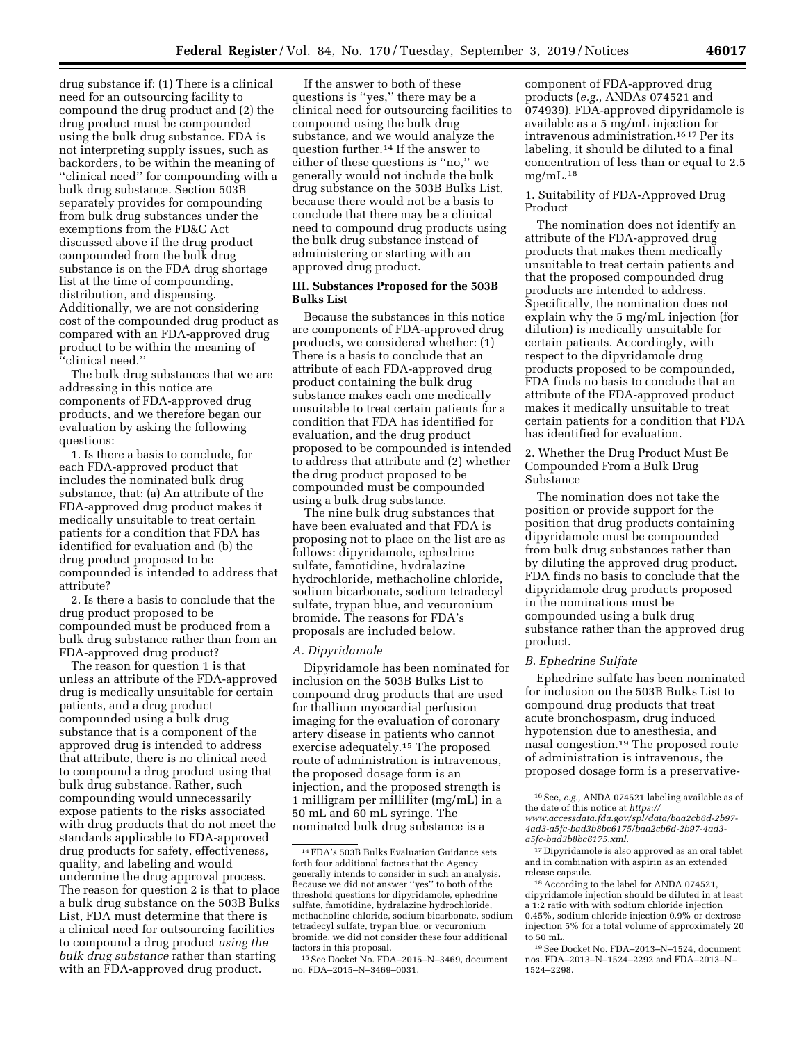drug substance if: (1) There is a clinical need for an outsourcing facility to compound the drug product and (2) the drug product must be compounded using the bulk drug substance. FDA is not interpreting supply issues, such as backorders, to be within the meaning of ''clinical need'' for compounding with a bulk drug substance. Section 503B separately provides for compounding from bulk drug substances under the exemptions from the FD&C Act discussed above if the drug product compounded from the bulk drug substance is on the FDA drug shortage list at the time of compounding, distribution, and dispensing. Additionally, we are not considering cost of the compounded drug product as compared with an FDA-approved drug product to be within the meaning of ''clinical need.''

The bulk drug substances that we are addressing in this notice are components of FDA-approved drug products, and we therefore began our evaluation by asking the following questions:

1. Is there a basis to conclude, for each FDA-approved product that includes the nominated bulk drug substance, that: (a) An attribute of the FDA-approved drug product makes it medically unsuitable to treat certain patients for a condition that FDA has identified for evaluation and (b) the drug product proposed to be compounded is intended to address that attribute?

2. Is there a basis to conclude that the drug product proposed to be compounded must be produced from a bulk drug substance rather than from an FDA-approved drug product?

The reason for question 1 is that unless an attribute of the FDA-approved drug is medically unsuitable for certain patients, and a drug product compounded using a bulk drug substance that is a component of the approved drug is intended to address that attribute, there is no clinical need to compound a drug product using that bulk drug substance. Rather, such compounding would unnecessarily expose patients to the risks associated with drug products that do not meet the standards applicable to FDA-approved drug products for safety, effectiveness, quality, and labeling and would undermine the drug approval process. The reason for question 2 is that to place a bulk drug substance on the 503B Bulks List, FDA must determine that there is a clinical need for outsourcing facilities to compound a drug product *using the bulk drug substance* rather than starting with an FDA-approved drug product.

If the answer to both of these questions is ''yes,'' there may be a clinical need for outsourcing facilities to compound using the bulk drug substance, and we would analyze the question further.[14] If the answer to either of these questions is ''no,'' we generally would not include the bulk drug substance on the 503B Bulks List, because there would not be a basis to conclude that there may be a clinical need to compound drug products using the bulk drug substance instead of administering or starting with an approved drug product.

## III. Substances Proposed for the 503B Bulks List

Because the substances in this notice are components of FDA-approved drug products, we considered whether: (1) There is a basis to conclude that an attribute of each FDA-approved drug product containing the bulk drug substance makes each one medically unsuitable to treat certain patients for a condition that FDA has identified for evaluation, and the drug product proposed to be compounded is intended to address that attribute and (2) whether the drug product proposed to be compounded must be compounded using a bulk drug substance.

The nine bulk drug substances that have been evaluated and that FDA is proposing not to place on the list are as follows: dipyridamole, ephedrine sulfate, famotidine, hydralazine hydrochloride, methacholine chloride, sodium bicarbonate, sodium tetradecyl sulfate, trypan blue, and vecuronium bromide. The reasons for FDA's proposals are included below.

### *A. Dipyridamole*

Dipyridamole has been nominated for inclusion on the 503B Bulks List to compound drug products that are used for thallium myocardial perfusion imaging for the evaluation of coronary artery disease in patients who cannot exercise adequately.[15] The proposed route of administration is intravenous, the proposed dosage form is an injection, and the proposed strength is 1 milligram per milliliter (mg/mL) in a 50 mL and 60 mL syringe. The nominated bulk drug substance is a component of FDA-approved drug products (*e.g.,* ANDAs 074521 and 074939). FDA-approved dipyridamole is available as a 5 mg/mL injection for intravenous administration.[16] [17] Per its labeling, it should be diluted to a final concentration of less than or equal to 2.5 mg/mL.[18]

1. Suitability of FDA-Approved Drug Product

The nomination does not identify an attribute of the FDA-approved drug products that makes them medically unsuitable to treat certain patients and that the proposed compounded drug products are intended to address. Specifically, the nomination does not explain why the 5 mg/mL injection (for dilution) is medically unsuitable for certain patients. Accordingly, with respect to the dipyridamole drug products proposed to be compounded, FDA finds no basis to conclude that an attribute of the FDA-approved product makes it medically unsuitable to treat certain patients for a condition that FDA has identified for evaluation.

2. Whether the Drug Product Must Be Compounded From a Bulk Drug Substance

The nomination does not take the position or provide support for the position that drug products containing dipyridamole must be compounded from bulk drug substances rather than by diluting the approved drug product. FDA finds no basis to conclude that the dipyridamole drug products proposed in the nominations must be compounded using a bulk drug substance rather than the approved drug product.

### *B. Ephedrine Sulfate*

Ephedrine sulfate has been nominated for inclusion on the 503B Bulks List to compound drug products that treat acute bronchospasm, drug induced hypotension due to anesthesia, and nasal congestion.[19] The proposed route of administration is intravenous, the proposed dosage form is a preservative-

---

[14] FDA's 503B Bulks Evaluation Guidance sets forth four additional factors that the Agency generally intends to consider in such an analysis. Because we did not answer ''yes'' to both of the threshold questions for dipyridamole, ephedrine sulfate, famotidine, hydralazine hydrochloride, methacholine chloride, sodium bicarbonate, sodium tetradecyl sulfate, trypan blue, or vecuronium bromide, we did not consider these four additional factors in this proposal.

[15] See Docket No. FDA–2015–N–3469, document no. FDA–2015–N–3469–0031.

[16] See, *e.g.,* ANDA 074521 labeling available as of the date of this notice at *https://www.accessdata.fda.gov/spl/data/baa2cb6d-2b97-4ad3-a5fc-bad3b8bc6175/baa2cb6d-2b97-4ad3-a5fc-bad3b8bc6175.xml.*

[17] Dipyridamole is also approved as an oral tablet and in combination with aspirin as an extended release capsule.

[18] According to the label for ANDA 074521, dipyridamole injection should be diluted in at least a 1:2 ratio with with sodium chloride injection 0.45%, sodium chloride injection 0.9% or dextrose injection 5% for a total volume of approximately 20 to 50 mL.

[19] See Docket No. FDA–2013–N–1524, document nos. FDA–2013–N–1524–2292 and FDA–2013–N–1524–2298.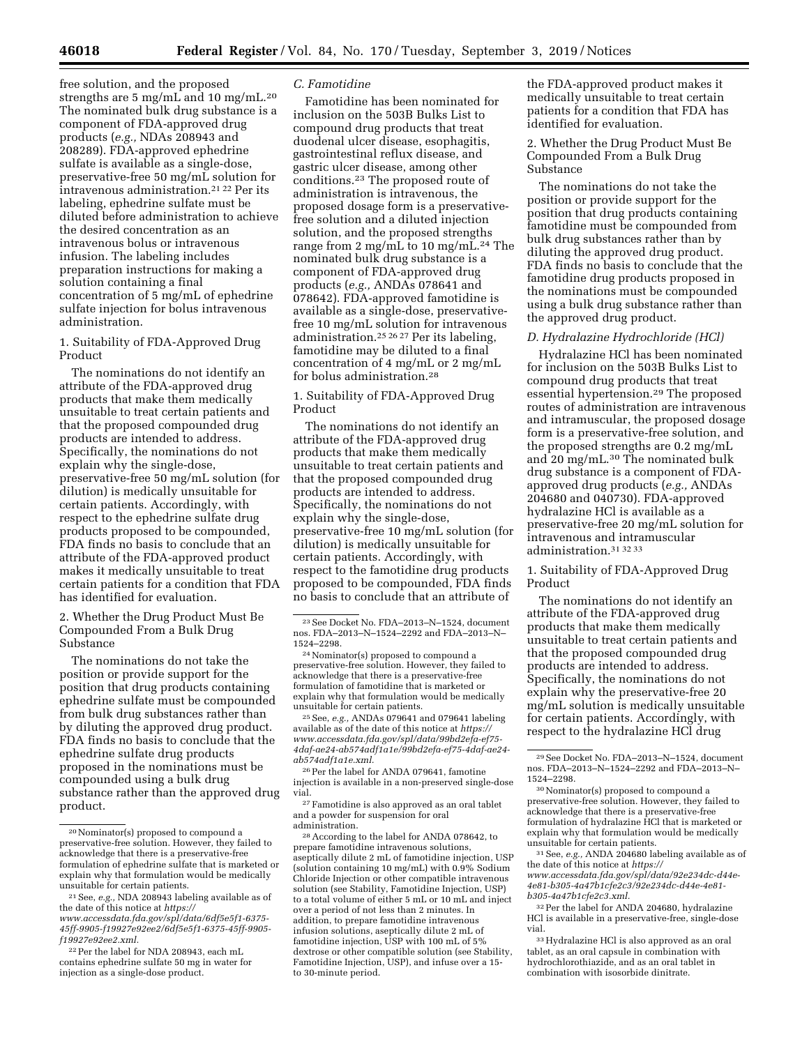free solution, and the proposed strengths are 5 mg/mL and 10 mg/mL.[20] The nominated bulk drug substance is a component of FDA-approved drug products (*e.g.,* NDAs 208943 and 208289). FDA-approved ephedrine sulfate is available as a single-dose, preservative-free 50 mg/mL solution for intravenous administration.[21 22] Per its labeling, ephedrine sulfate must be diluted before administration to achieve the desired concentration as an intravenous bolus or intravenous infusion. The labeling includes preparation instructions for making a solution containing a final concentration of 5 mg/mL of ephedrine sulfate injection for bolus intravenous administration.

1. Suitability of FDA-Approved Drug Product

The nominations do not identify an attribute of the FDA-approved drug products that make them medically unsuitable to treat certain patients and that the proposed compounded drug products are intended to address. Specifically, the nominations do not explain why the single-dose, preservative-free 50 mg/mL solution (for dilution) is medically unsuitable for certain patients. Accordingly, with respect to the ephedrine sulfate drug products proposed to be compounded, FDA finds no basis to conclude that an attribute of the FDA-approved product makes it medically unsuitable to treat certain patients for a condition that FDA has identified for evaluation.

2. Whether the Drug Product Must Be Compounded From a Bulk Drug Substance

The nominations do not take the position or provide support for the position that drug products containing ephedrine sulfate must be compounded from bulk drug substances rather than by diluting the approved drug product. FDA finds no basis to conclude that the ephedrine sulfate drug products proposed in the nominations must be compounded using a bulk drug substance rather than the approved drug product.

*C. Famotidine*

Famotidine has been nominated for inclusion on the 503B Bulks List to compound drug products that treat duodenal ulcer disease, esophagitis, gastrointestinal reflux disease, and gastric ulcer disease, among other conditions.[23] The proposed route of administration is intravenous, the proposed dosage form is a preservative-free solution and a diluted injection solution, and the proposed strengths range from 2 mg/mL to 10 mg/mL.[24] The nominated bulk drug substance is a component of FDA-approved drug products (*e.g.,* ANDAs 078641 and 078642). FDA-approved famotidine is available as a single-dose, preservative-free 10 mg/mL solution for intravenous administration.[25 26 27] Per its labeling, famotidine may be diluted to a final concentration of 4 mg/mL or 2 mg/mL for bolus administration.[28]

1. Suitability of FDA-Approved Drug Product

The nominations do not identify an attribute of the FDA-approved drug products that make them medically unsuitable to treat certain patients and that the proposed compounded drug products are intended to address. Specifically, the nominations do not explain why the single-dose, preservative-free 10 mg/mL solution (for dilution) is medically unsuitable for certain patients. Accordingly, with respect to the famotidine drug products proposed to be compounded, FDA finds no basis to conclude that an attribute of the FDA-approved product makes it medically unsuitable to treat certain patients for a condition that FDA has identified for evaluation.

2. Whether the Drug Product Must Be Compounded From a Bulk Drug Substance

The nominations do not take the position or provide support for the position that drug products containing famotidine must be compounded from bulk drug substances rather than by diluting the approved drug product. FDA finds no basis to conclude that the famotidine drug products proposed in the nominations must be compounded using a bulk drug substance rather than the approved drug product.

*D. Hydralazine Hydrochloride (HCl)*

Hydralazine HCl has been nominated for inclusion on the 503B Bulks List to compound drug products that treat essential hypertension.[29] The proposed routes of administration are intravenous and intramuscular, the proposed dosage form is a preservative-free solution, and the proposed strengths are 0.2 mg/mL and 20 mg/mL.[30] The nominated bulk drug substance is a component of FDA-approved drug products (*e.g.,* ANDAs 204680 and 040730). FDA-approved hydralazine HCl is available as a preservative-free 20 mg/mL solution for intravenous and intramuscular administration.[31 32 33]

1. Suitability of FDA-Approved Drug Product

The nominations do not identify an attribute of the FDA-approved drug products that make them medically unsuitable to treat certain patients and that the proposed compounded drug products are intended to address. Specifically, the nominations do not explain why the preservative-free 20 mg/mL solution is medically unsuitable for certain patients. Accordingly, with respect to the hydralazine HCl drug

---

[20] Nominator(s) proposed to compound a preservative-free solution. However, they failed to acknowledge that there is a preservative-free formulation of ephedrine sulfate that is marketed or explain why that formulation would be medically unsuitable for certain patients.

[21] See, *e.g.,* NDA 208943 labeling available as of the date of this notice at *https://www.accessdata.fda.gov/spl/data/6df5e5f1-6375-45ff-9905-f19927e92ee2/6df5e5f1-6375-45ff-9905-f19927e92ee2.xml.*

[22] Per the label for NDA 208943, each mL contains ephedrine sulfate 50 mg in water for injection as a single-dose product.

[23] See Docket No. FDA–2013–N–1524, document nos. FDA–2013–N–1524–2292 and FDA–2013–N–1524–2298.

[24] Nominator(s) proposed to compound a preservative-free solution. However, they failed to acknowledge that there is a preservative-free formulation of famotidine that is marketed or explain why that formulation would be medically unsuitable for certain patients.

[25] See, *e.g.,* ANDAs 079641 and 079641 labeling available as of the date of this notice at *https://www.accessdata.fda.gov/spl/data/99bd2efa-ef75-4daf-ae24-ab574adf1a1e/99bd2efa-ef75-4daf-ae24-ab574adf1a1e.xml.*

[26] Per the label for ANDA 079641, famotine injection is available in a non-preserved single-dose vial.

[27] Famotidine is also approved as an oral tablet and a powder for suspension for oral administration.

[28] According to the label for ANDA 078642, to prepare famotidine intravenous solutions, aseptically dilute 2 mL of famotidine injection, USP (solution containing 10 mg/mL) with 0.9% Sodium Chloride Injection or other compatible intravenous solution (see Stability, Famotidine Injection, USP) to a total volume of either 5 mL or 10 mL and inject over a period of not less than 2 minutes. In addition, to prepare famotidine intravenous infusion solutions, aseptically dilute 2 mL of famotidine injection, USP with 100 mL of 5% dextrose or other compatible solution (see Stability, Famotidine Injection, USP), and infuse over a 15- to 30-minute period.

[29] See Docket No. FDA–2013–N–1524, document nos. FDA–2013–N–1524–2292 and FDA–2013–N–1524–2298.

[30] Nominator(s) proposed to compound a preservative-free solution. However, they failed to acknowledge that there is a preservative-free formulation of hydralazine HCl that is marketed or explain why that formulation would be medically unsuitable for certain patients.

[31] See, *e.g.,* ANDA 204680 labeling available as of the date of this notice at *https://www.accessdata.fda.gov/spl/data/92e234dc-d44e-4e81-b305-4a47b1cfe2c3/92e234dc-d44e-4e81-b305-4a47b1cfe2c3.xml.*

[32] Per the label for ANDA 204680, hydralazine HCl is available in a preservative-free, single-dose vial.

[33] Hydralazine HCl is also approved as an oral tablet, as an oral capsule in combination with hydrochlorothiazide, and as an oral tablet in combination with isosorbide dinitrate.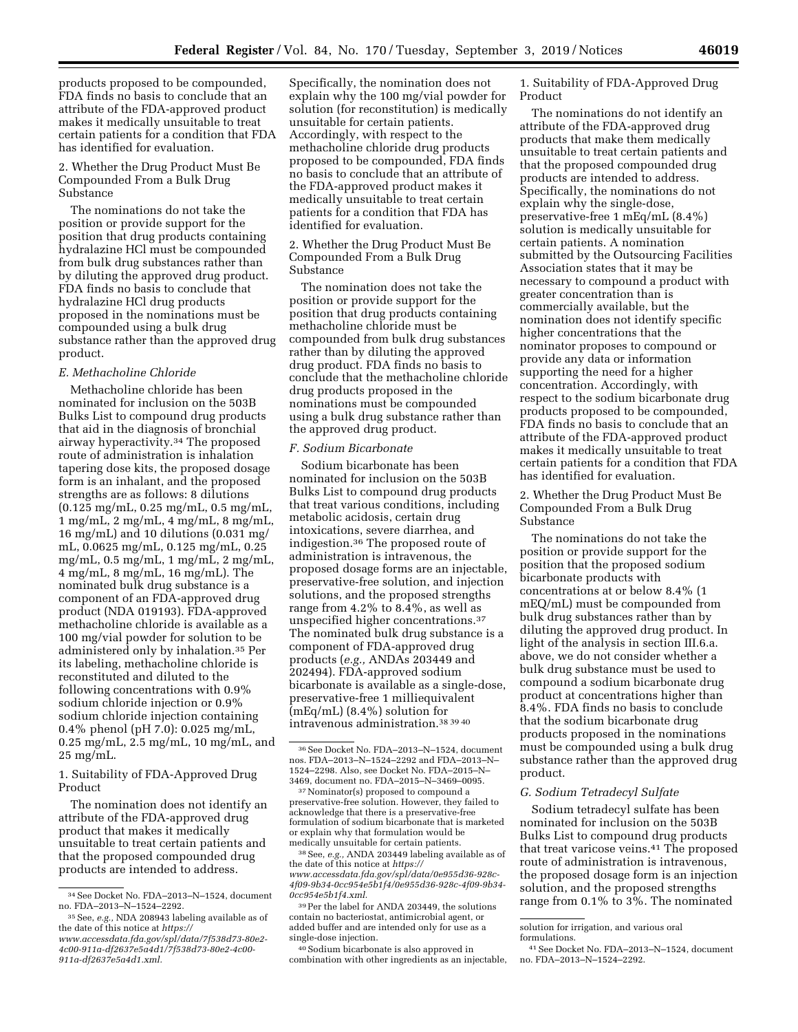products proposed to be compounded, FDA finds no basis to conclude that an attribute of the FDA-approved product makes it medically unsuitable to treat certain patients for a condition that FDA has identified for evaluation.

2. Whether the Drug Product Must Be Compounded From a Bulk Drug Substance

The nominations do not take the position or provide support for the position that drug products containing hydralazine HCl must be compounded from bulk drug substances rather than by diluting the approved drug product. FDA finds no basis to conclude that hydralazine HCl drug products proposed in the nominations must be compounded using a bulk drug substance rather than the approved drug product.

*E. Methacholine Chloride*

Methacholine chloride has been nominated for inclusion on the 503B Bulks List to compound drug products that aid in the diagnosis of bronchial airway hyperactivity.[34] The proposed route of administration is inhalation tapering dose kits, the proposed dosage form is an inhalant, and the proposed strengths are as follows: 8 dilutions (0.125 mg/mL, 0.25 mg/mL, 0.5 mg/mL, 1 mg/mL, 2 mg/mL, 4 mg/mL, 8 mg/mL, 16 mg/mL) and 10 dilutions (0.031 mg/mL, 0.0625 mg/mL, 0.125 mg/mL, 0.25 mg/mL, 0.5 mg/mL, 1 mg/mL, 2 mg/mL, 4 mg/mL, 8 mg/mL, 16 mg/mL). The nominated bulk drug substance is a component of an FDA-approved drug product (NDA 019193). FDA-approved methacholine chloride is available as a 100 mg/vial powder for solution to be administered only by inhalation.[35] Per its labeling, methacholine chloride is reconstituted and diluted to the following concentrations with 0.9% sodium chloride injection or 0.9% sodium chloride injection containing 0.4% phenol (pH 7.0): 0.025 mg/mL, 0.25 mg/mL, 2.5 mg/mL, 10 mg/mL, and 25 mg/mL.

1. Suitability of FDA-Approved Drug Product

The nomination does not identify an attribute of the FDA-approved drug product that makes it medically unsuitable to treat certain patients and that the proposed compounded drug products are intended to address. Specifically, the nomination does not explain why the 100 mg/vial powder for solution (for reconstitution) is medically unsuitable for certain patients. Accordingly, with respect to the methacholine chloride drug products proposed to be compounded, FDA finds no basis to conclude that an attribute of the FDA-approved product makes it medically unsuitable to treat certain patients for a condition that FDA has identified for evaluation.

2. Whether the Drug Product Must Be Compounded From a Bulk Drug Substance

The nomination does not take the position or provide support for the position that drug products containing methacholine chloride must be compounded from bulk drug substances rather than by diluting the approved drug product. FDA finds no basis to conclude that the methacholine chloride drug products proposed in the nominations must be compounded using a bulk drug substance rather than the approved drug product.

*F. Sodium Bicarbonate*

Sodium bicarbonate has been nominated for inclusion on the 503B Bulks List to compound drug products that treat various conditions, including metabolic acidosis, certain drug intoxications, severe diarrhea, and indigestion.[36] The proposed route of administration is intravenous, the proposed dosage forms are an injectable, preservative-free solution, and injection solutions, and the proposed strengths range from 4.2% to 8.4%, as well as unspecified higher concentrations.[37] The nominated bulk drug substance is a component of FDA-approved drug products (*e.g.,* ANDAs 203449 and 202494). FDA-approved sodium bicarbonate is available as a single-dose, preservative-free 1 milliequivalent (mEq/mL) (8.4%) solution for intravenous administration.[38 39 40]

1. Suitability of FDA-Approved Drug Product

The nominations do not identify an attribute of the FDA-approved drug products that make them medically unsuitable to treat certain patients and that the proposed compounded drug products are intended to address. Specifically, the nominations do not explain why the single-dose, preservative-free 1 mEq/mL (8.4%) solution is medically unsuitable for certain patients. A nomination submitted by the Outsourcing Facilities Association states that it may be necessary to compound a product with greater concentration than is commercially available, but the nomination does not identify specific higher concentrations that the nominator proposes to compound or provide any data or information supporting the need for a higher concentration. Accordingly, with respect to the sodium bicarbonate drug products proposed to be compounded, FDA finds no basis to conclude that an attribute of the FDA-approved product makes it medically unsuitable to treat certain patients for a condition that FDA has identified for evaluation.

2. Whether the Drug Product Must Be Compounded From a Bulk Drug Substance

The nominations do not take the position or provide support for the position that the proposed sodium bicarbonate products with concentrations at or below 8.4% (1 mEQ/mL) must be compounded from bulk drug substances rather than by diluting the approved drug product. In light of the analysis in section III.6.a. above, we do not consider whether a bulk drug substance must be used to compound a sodium bicarbonate drug product at concentrations higher than 8.4%. FDA finds no basis to conclude that the sodium bicarbonate drug products proposed in the nominations must be compounded using a bulk drug substance rather than the approved drug product.

*G. Sodium Tetradecyl Sulfate*

Sodium tetradecyl sulfate has been nominated for inclusion on the 503B Bulks List to compound drug products that treat varicose veins.[41] The proposed route of administration is intravenous, the proposed dosage form is an injection solution, and the proposed strengths range from 0.1% to 3%. The nominated

---

[34] See Docket No. FDA–2013–N–1524, document no. FDA–2013–N–1524–2292.

[35] See, *e.g.,* NDA 208943 labeling available as of the date of this notice at *https://www.accessdata.fda.gov/spl/data/7f538d73-80e2-4c00-911a-df2637e5a4d1/7f538d73-80e2-4c00-911a-df2637e5a4d1.xml.*

[36] See Docket No. FDA–2013–N–1524, document nos. FDA–2013–N–1524–2292 and FDA–2013–N–1524–2298. Also, see Docket No. FDA–2015–N–3469, document no. FDA–2015–N–3469–0095.

[37] Nominator(s) proposed to compound a preservative-free solution. However, they failed to acknowledge that there is a preservative-free formulation of sodium bicarbonate that is marketed or explain why that formulation would be medically unsuitable for certain patients.

[38] See, *e.g.,* ANDA 203449 labeling available as of the date of this notice at *https://www.accessdata.fda.gov/spl/data/0e955d36-928c-4f09-9b34-0cc954e5b1f4/0e955d36-928c-4f09-9b34-0cc954e5b1f4.xml.*

[39] Per the label for ANDA 203449, the solutions contain no bacteriostat, antimicrobial agent, or added buffer and are intended only for use as a single-dose injection.

[40] Sodium bicarbonate is also approved in combination with other ingredients as an injectable, solution for irrigation, and various oral formulations.

[41] See Docket No. FDA–2013–N–1524, document no. FDA–2013–N–1524–2292.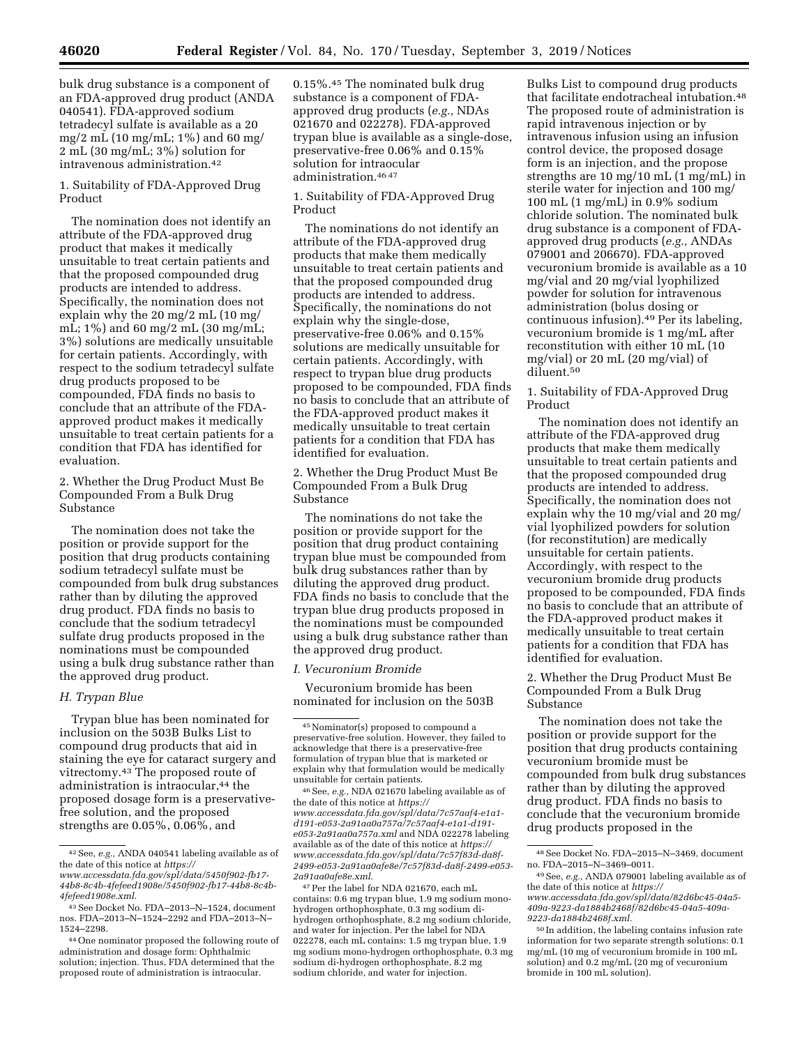bulk drug substance is a component of an FDA-approved drug product (ANDA 040541). FDA-approved sodium tetradecyl sulfate is available as a 20 mg/2 mL (10 mg/mL; 1%) and 60 mg/2 mL (30 mg/mL; 3%) solution for intravenous administration.[42]

1. Suitability of FDA-Approved Drug Product

The nomination does not identify an attribute of the FDA-approved drug product that makes it medically unsuitable to treat certain patients and that the proposed compounded drug products are intended to address. Specifically, the nomination does not explain why the 20 mg/2 mL (10 mg/mL; 1%) and 60 mg/2 mL (30 mg/mL; 3%) solutions are medically unsuitable for certain patients. Accordingly, with respect to the sodium tetradecyl sulfate drug products proposed to be compounded, FDA finds no basis to conclude that an attribute of the FDA-approved product makes it medically unsuitable to treat certain patients for a condition that FDA has identified for evaluation.

2. Whether the Drug Product Must Be Compounded From a Bulk Drug Substance

The nomination does not take the position or provide support for the position that drug products containing sodium tetradecyl sulfate must be compounded from bulk drug substances rather than by diluting the approved drug product. FDA finds no basis to conclude that the sodium tetradecyl sulfate drug products proposed in the nominations must be compounded using a bulk drug substance rather than the approved drug product.

### H. Trypan Blue

Trypan blue has been nominated for inclusion on the 503B Bulks List to compound drug products that aid in staining the eye for cataract surgery and vitrectomy.[43] The proposed route of administration is intraocular,[44] the proposed dosage form is a preservative-free solution, and the proposed strengths are 0.05%, 0.06%, and 0.15%.[45] The nominated bulk drug substance is a component of FDA-approved drug products (*e.g.,* NDAs 021670 and 022278). FDA-approved trypan blue is available as a single-dose, preservative-free 0.06% and 0.15% solution for intraocular administration.[46] [47]

1. Suitability of FDA-Approved Drug Product

The nominations do not identify an attribute of the FDA-approved drug products that make them medically unsuitable to treat certain patients and that the proposed compounded drug products are intended to address. Specifically, the nominations do not explain why the single-dose, preservative-free 0.06% and 0.15% solutions are medically unsuitable for certain patients. Accordingly, with respect to trypan blue drug products proposed to be compounded, FDA finds no basis to conclude that an attribute of the FDA-approved product makes it medically unsuitable to treat certain patients for a condition that FDA has identified for evaluation.

2. Whether the Drug Product Must Be Compounded From a Bulk Drug Substance

The nominations do not take the position or provide support for the position that drug product containing trypan blue must be compounded from bulk drug substances rather than by diluting the approved drug product. FDA finds no basis to conclude that the trypan blue drug products proposed in the nominations must be compounded using a bulk drug substance rather than the approved drug product.

### I. Vecuronium Bromide

Vecuronium bromide has been nominated for inclusion on the 503B Bulks List to compound drug products that facilitate endotracheal intubation.[48] The proposed route of administration is rapid intravenous injection or by intravenous infusion using an infusion control device, the proposed dosage form is an injection, and the propose strengths are 10 mg/10 mL (1 mg/mL) in sterile water for injection and 100 mg/100 mL (1 mg/mL) in 0.9% sodium chloride solution. The nominated bulk drug substance is a component of FDA-approved drug products (*e.g.,* ANDAs 079001 and 206670). FDA-approved vecuronium bromide is available as a 10 mg/vial and 20 mg/vial lyophilized powder for solution for intravenous administration (bolus dosing or continuous infusion).[49] Per its labeling, vecuronium bromide is 1 mg/mL after reconstitution with either 10 mL (10 mg/vial) or 20 mL (20 mg/vial) of diluent.[50]

1. Suitability of FDA-Approved Drug Product

The nomination does not identify an attribute of the FDA-approved drug products that make them medically unsuitable to treat certain patients and that the proposed compounded drug products are intended to address. Specifically, the nomination does not explain why the 10 mg/vial and 20 mg/vial lyophilized powders for solution (for reconstitution) are medically unsuitable for certain patients. Accordingly, with respect to the vecuronium bromide drug products proposed to be compounded, FDA finds no basis to conclude that an attribute of the FDA-approved product makes it medically unsuitable to treat certain patients for a condition that FDA has identified for evaluation.

2. Whether the Drug Product Must Be Compounded From a Bulk Drug Substance

The nomination does not take the position or provide support for the position that drug products containing vecuronium bromide must be compounded from bulk drug substances rather than by diluting the approved drug product. FDA finds no basis to conclude that the vecuronium bromide drug products proposed in the

---

[42] See, *e.g.,* ANDA 040541 labeling available as of the date of this notice at *https://www.accessdata.fda.gov/spl/data/5450f902-fb17-44b8-8c4b-4fefeed1908e/5450f902-fb17-44b8-8c4b-4fefeed1908e.xml.*

[43] See Docket No. FDA–2013–N–1524, document nos. FDA–2013–N–1524–2292 and FDA–2013–N–1524–2298.

[44] One nominator proposed the following route of administration and dosage form: Ophthalmic solution; injection. Thus, FDA determined that the proposed route of administration is intraocular.

[45] Nominator(s) proposed to compound a preservative-free solution. However, they failed to acknowledge that there is a preservative-free formulation of trypan blue that is marketed or explain why that formulation would be medically unsuitable for certain patients.

[46] See, *e.g.,* NDA 021670 labeling available as of the date of this notice at *https://www.accessdata.fda.gov/spl/data/7c57aaf4-e1a1-d191-e053-2a91aa0a757a/7c57aaf4-e1a1-d191-e053-2a91aa0a757a.xml* and NDA 022278 labeling available as of the date of this notice at *https://www.accessdata.fda.gov/spl/data/7c57f83d-da8f-2499-e053-2a91aa0afe8e/7c57f83d-da8f-2499-e053-2a91aa0afe8e.xml.*

[47] Per the label for NDA 021670, each mL contains: 0.6 mg trypan blue, 1.9 mg sodium mono-hydrogen orthophosphate, 0.3 mg sodium di-hydrogen orthophosphate, 8.2 mg sodium chloride, and water for injection. Per the label for NDA 022278, each mL contains: 1.5 mg trypan blue, 1.9 mg sodium mono-hydrogen orthophosphate, 0.3 mg sodium di-hydrogen orthophosphate, 8.2 mg sodium chloride, and water for injection.

[48] See Docket No. FDA–2015–N–3469, document no. FDA–2015–N–3469–0011.

[49] See, *e.g.,* ANDA 079001 labeling available as of the date of this notice at *https://www.accessdata.fda.gov/spl/data/82d6bc45-04a5-409a-9223-da1884b2468f/82d6bc45-04a5-409a-9223-da1884b2468f.xml.*

[50] In addition, the labeling contains infusion rate information for two separate strength solutions: 0.1 mg/mL (10 mg of vecuronium bromide in 100 mL solution) and 0.2 mg/mL (20 mg of vecuronium bromide in 100 mL solution).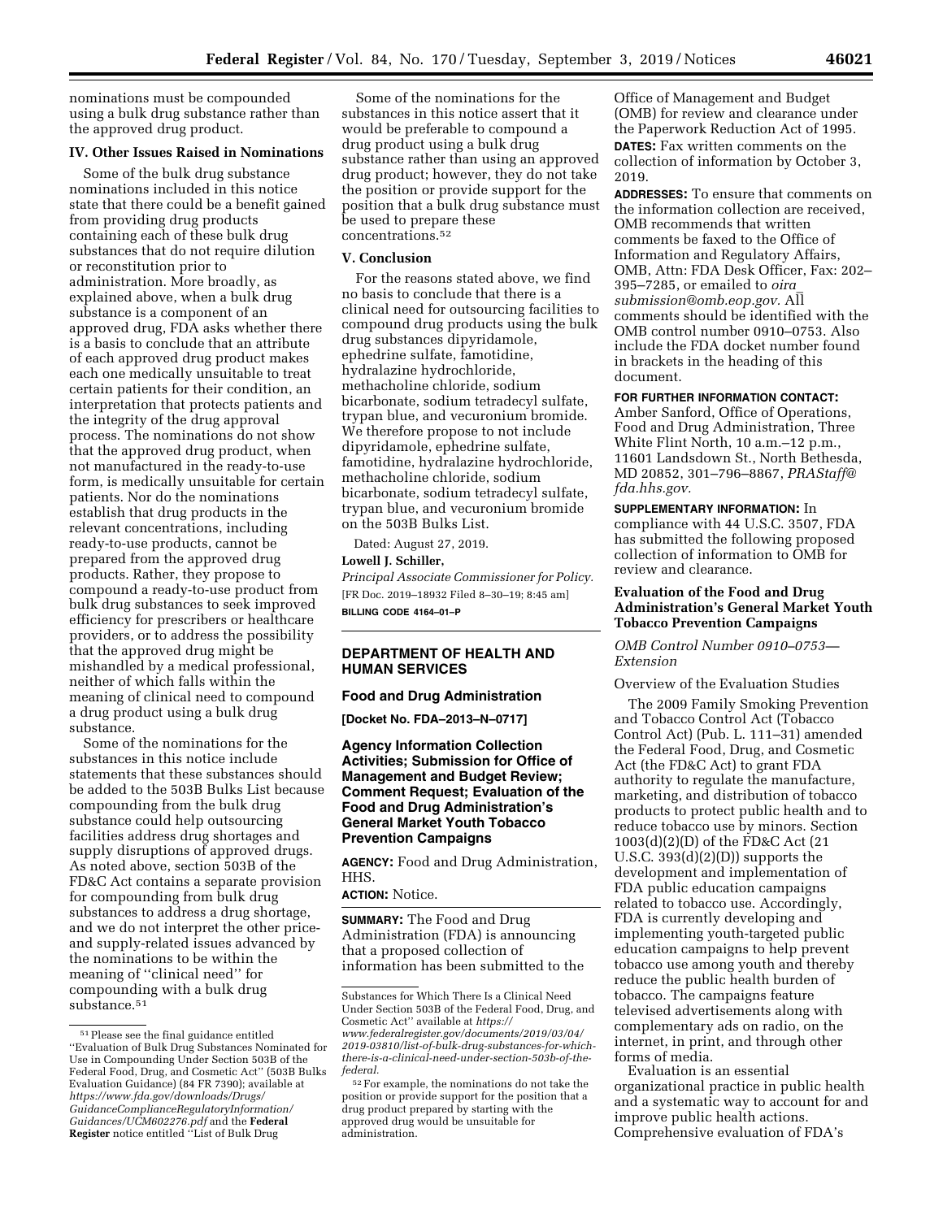nominations must be compounded using a bulk drug substance rather than the approved drug product.

### IV. Other Issues Raised in Nominations

Some of the bulk drug substance nominations included in this notice state that there could be a benefit gained from providing drug products containing each of these bulk drug substances that do not require dilution or reconstitution prior to administration. More broadly, as explained above, when a bulk drug substance is a component of an approved drug, FDA asks whether there is a basis to conclude that an attribute of each approved drug product makes each one medically unsuitable to treat certain patients for their condition, an interpretation that protects patients and the integrity of the drug approval process. The nominations do not show that the approved drug product, when not manufactured in the ready-to-use form, is medically unsuitable for certain patients. Nor do the nominations establish that drug products in the relevant concentrations, including ready-to-use products, cannot be prepared from the approved drug products. Rather, they propose to compound a ready-to-use product from bulk drug substances to seek improved efficiency for prescribers or healthcare providers, or to address the possibility that the approved drug might be mishandled by a medical professional, neither of which falls within the meaning of clinical need to compound a drug product using a bulk drug substance.

Some of the nominations for the substances in this notice include statements that these substances should be added to the 503B Bulks List because compounding from the bulk drug substance could help outsourcing facilities address drug shortages and supply disruptions of approved drugs. As noted above, section 503B of the FD&C Act contains a separate provision for compounding from bulk drug substances to address a drug shortage, and we do not interpret the other price- and supply-related issues advanced by the nominations to be within the meaning of ''clinical need'' for compounding with a bulk drug substance.[51]

Some of the nominations for the substances in this notice assert that it would be preferable to compound a drug product using a bulk drug substance rather than using an approved drug product; however, they do not take the position or provide support for the position that a bulk drug substance must be used to prepare these concentrations.[52]

### V. Conclusion

For the reasons stated above, we find no basis to conclude that there is a clinical need for outsourcing facilities to compound drug products using the bulk drug substances dipyridamole, ephedrine sulfate, famotidine, hydralazine hydrochloride, methacholine chloride, sodium bicarbonate, sodium tetradecyl sulfate, trypan blue, and vecuronium bromide. We therefore propose to not include dipyridamole, ephedrine sulfate, famotidine, hydralazine hydrochloride, methacholine chloride, sodium bicarbonate, sodium tetradecyl sulfate, trypan blue, and vecuronium bromide on the 503B Bulks List.

Dated: August 27, 2019.

**Lowell J. Schiller,**

*Principal Associate Commissioner for Policy.*

[FR Doc. 2019–18932 Filed 8–30–19; 8:45 am]

**BILLING CODE 4164–01–P**

[51] Please see the final guidance entitled ''Evaluation of Bulk Drug Substances Nominated for Use in Compounding Under Section 503B of the Federal Food, Drug, and Cosmetic Act'' (503B Bulks Evaluation Guidance) (84 FR 7390); available at *https://www.fda.gov/downloads/Drugs/GuidanceComplianceRegulatoryInformation/Guidances/UCM602276.pdf* and the **Federal Register** notice entitled ''List of Bulk Drug Substances for Which There Is a Clinical Need Under Section 503B of the Federal Food, Drug, and Cosmetic Act'' available at *https://www.federalregister.gov/documents/2019/03/04/2019-03810/list-of-bulk-drug-substances-for-which-there-is-a-clinical-need-under-section-503b-of-the-federal.*

[52] For example, the nominations do not take the position or provide support for the position that a drug product prepared by starting with the approved drug would be unsuitable for administration.

## DEPARTMENT OF HEALTH AND HUMAN SERVICES

### Food and Drug Administration

**[Docket No. FDA–2013–N–0717]**

### Agency Information Collection Activities; Submission for Office of Management and Budget Review; Comment Request; Evaluation of the Food and Drug Administration's General Market Youth Tobacco Prevention Campaigns

**AGENCY:** Food and Drug Administration, HHS.

**ACTION:** Notice.

**SUMMARY:** The Food and Drug Administration (FDA) is announcing that a proposed collection of information has been submitted to the Office of Management and Budget (OMB) for review and clearance under the Paperwork Reduction Act of 1995.

**DATES:** Fax written comments on the collection of information by October 3, 2019.

**ADDRESSES:** To ensure that comments on the information collection are received, OMB recommends that written comments be faxed to the Office of Information and Regulatory Affairs, OMB, Attn: FDA Desk Officer, Fax: 202–395–7285, or emailed to *oira_submission@omb.eop.gov.* All comments should be identified with the OMB control number 0910–0753. Also include the FDA docket number found in brackets in the heading of this document.

**FOR FURTHER INFORMATION CONTACT:** Amber Sanford, Office of Operations, Food and Drug Administration, Three White Flint North, 10 a.m.–12 p.m., 11601 Landsdown St., North Bethesda, MD 20852, 301–796–8867, *PRAStaff@fda.hhs.gov.*

**SUPPLEMENTARY INFORMATION:** In compliance with 44 U.S.C. 3507, FDA has submitted the following proposed collection of information to OMB for review and clearance.

### Evaluation of the Food and Drug Administration's General Market Youth Tobacco Prevention Campaigns

*OMB Control Number 0910–0753—Extension*

Overview of the Evaluation Studies

The 2009 Family Smoking Prevention and Tobacco Control Act (Tobacco Control Act) (Pub. L. 111–31) amended the Federal Food, Drug, and Cosmetic Act (the FD&C Act) to grant FDA authority to regulate the manufacture, marketing, and distribution of tobacco products to protect public health and to reduce tobacco use by minors. Section 1003(d)(2)(D) of the FD&C Act (21 U.S.C. 393(d)(2)(D)) supports the development and implementation of FDA public education campaigns related to tobacco use. Accordingly, FDA is currently developing and implementing youth-targeted public education campaigns to help prevent tobacco use among youth and thereby reduce the public health burden of tobacco. The campaigns feature televised advertisements along with complementary ads on radio, on the internet, in print, and through other forms of media.

Evaluation is an essential organizational practice in public health and a systematic way to account for and improve public health actions. Comprehensive evaluation of FDA's